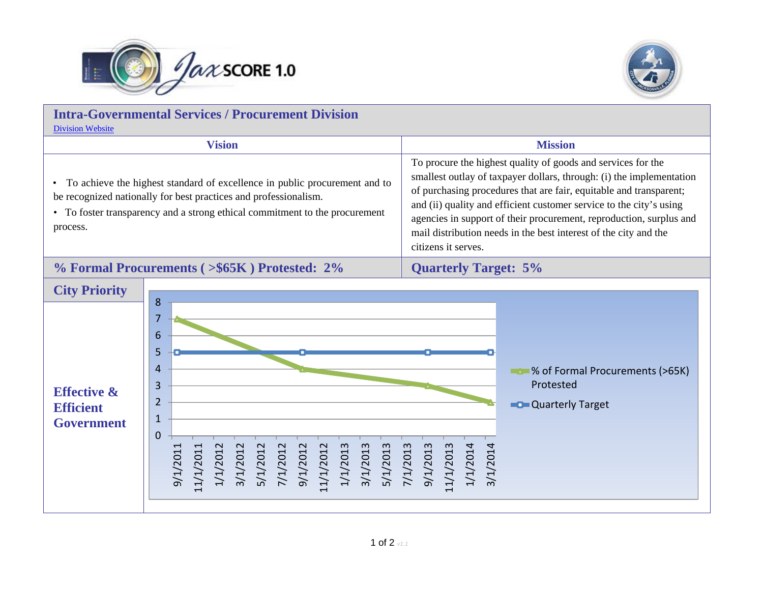# Intra-Governmental Services / Procurement Division

Division Website

| Vision | Mission |
|---|---|
| • To achieve the highest standard of excellence in public procurement and to be recognized nationally for best practices and professionalism.<br>• To foster transparency and a strong ethical commitment to the procurement process. | To procure the highest quality of goods and services for the smallest outlay of taxpayer dollars, through: (i) the implementation of purchasing procedures that are fair, equitable and transparent; and (ii) quality and efficient customer service to the city's using agencies in support of their procurement, reproduction, surplus and mail distribution needs in the best interest of the city and the citizens it serves. |

## % Formal Procurements ( >$65K ) Protested: 2%

## Quarterly Target: 5%

## City Priority

**Effective & Efficient Government**

| Date | % of Formal Procurements (>65K) Protested | Quarterly Target |
|---|---|---|
| 9/1/2011 | 7 | 5 |
| 9/1/2012 | 4 | 5 |
| 9/1/2013 | 3 | 5 |
| 3/1/2014 | 2 | 5 |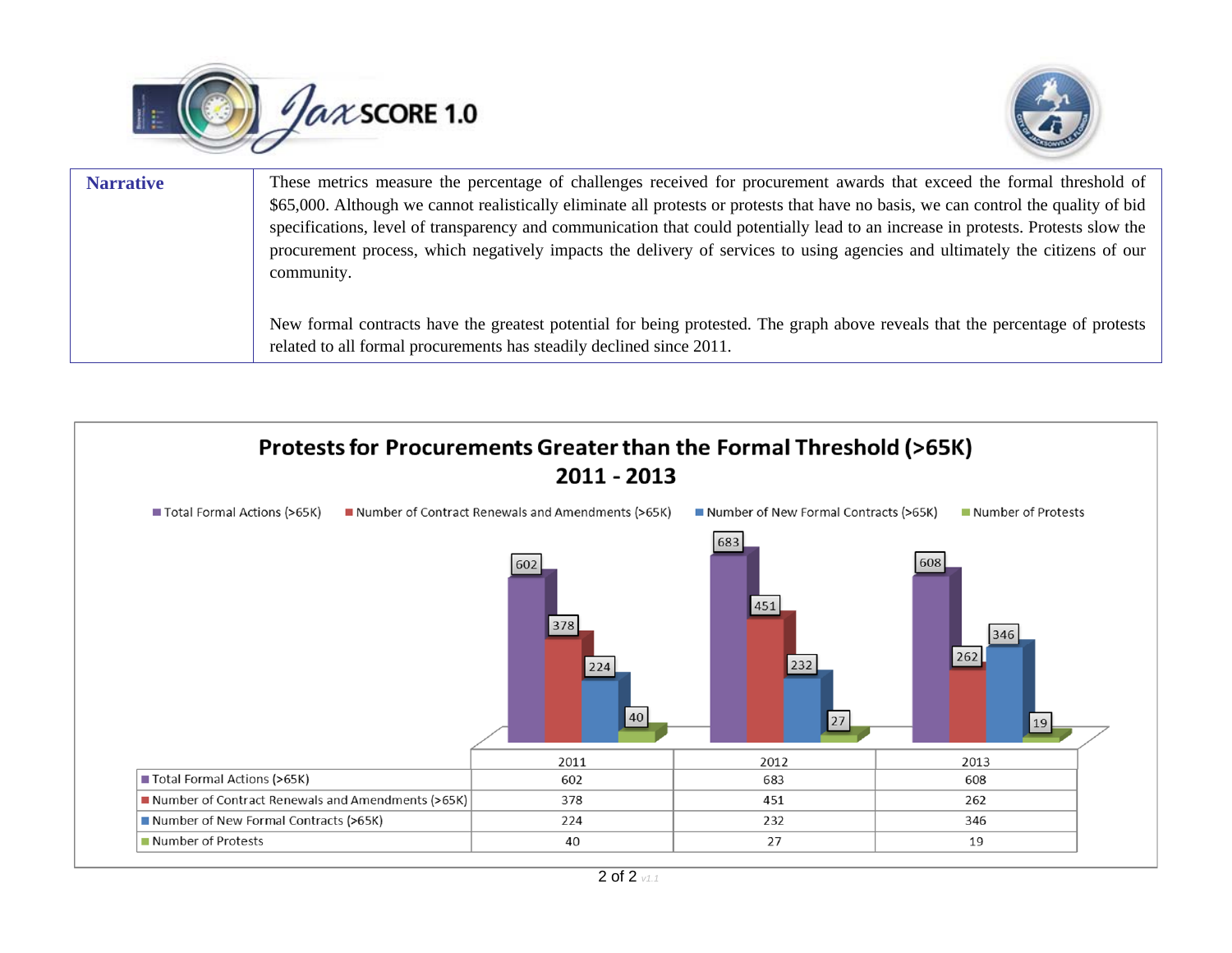| | |
|---|---|
| **Narrative** | These metrics measure the percentage of challenges received for procurement awards that exceed the formal threshold of $65,000. Although we cannot realistically eliminate all protests or protests that have no basis, we can control the quality of bid specifications, level of transparency and communication that could potentially lead to an increase in protests. Protests slow the procurement process, which negatively impacts the delivery of services to using agencies and ultimately the citizens of our community.<br><br>New formal contracts have the greatest potential for being protested. The graph above reveals that the percentage of protests related to all formal procurements has steadily declined since 2011. |

**Protests for Procurements Greater than the Formal Threshold (>65K)**
**2011 - 2013**

Total Formal Actions (>65K)
Number of Contract Renewals and Amendments (>65K)
Number of New Formal Contracts (>65K)
Number of Protests

602 378 224 40
683 451 232 27
608 262 346 19

| | 2011 | 2012 | 2013 |
|---|---|---|---|
| Total Formal Actions (>65K) | 602 | 683 | 608 |
| Number of Contract Renewals and Amendments (>65K) | 378 | 451 | 262 |
| Number of New Formal Contracts (>65K) | 224 | 232 | 346 |
| Number of Protests | 40 | 27 | 19 |